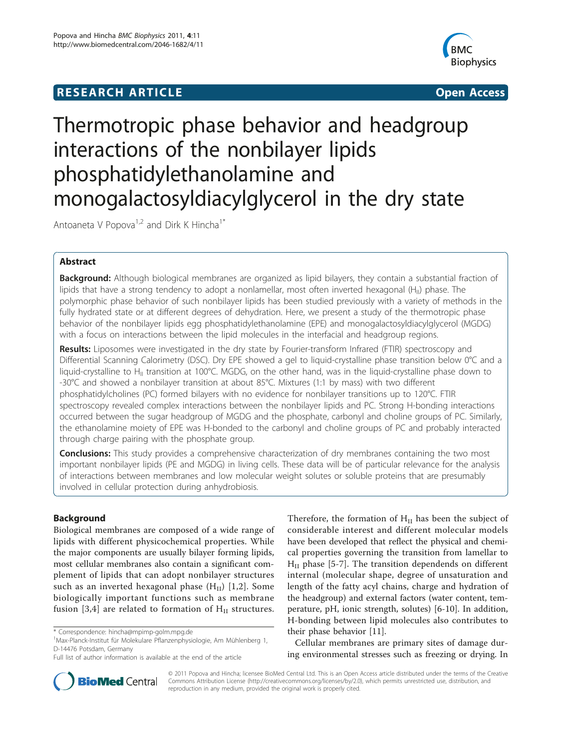**RESEARCH ARTICLE** **Open Access**

# Thermotropic phase behavior and headgroup interactions of the nonbilayer lipids phosphatidylethanolamine and monogalactosyldiacylglycerol in the dry state

Antoaneta V Popova[1,2] and Dirk K Hincha[1*]

## Abstract

**Background:** Although biological membranes are organized as lipid bilayers, they contain a substantial fraction of lipids that have a strong tendency to adopt a nonlamellar, most often inverted hexagonal ($H_{II}$) phase. The polymorphic phase behavior of such nonbilayer lipids has been studied previously with a variety of methods in the fully hydrated state or at different degrees of dehydration. Here, we present a study of the thermotropic phase behavior of the nonbilayer lipids egg phosphatidylethanolamine (EPE) and monogalactosyldiacylglycerol (MGDG) with a focus on interactions between the lipid molecules in the interfacial and headgroup regions.

**Results:** Liposomes were investigated in the dry state by Fourier-transform Infrared (FTIR) spectroscopy and Differential Scanning Calorimetry (DSC). Dry EPE showed a gel to liquid-crystalline phase transition below 0°C and a liquid-crystalline to $H_{II}$ transition at 100°C. MGDG, on the other hand, was in the liquid-crystalline phase down to -30°C and showed a nonbilayer transition at about 85°C. Mixtures (1:1 by mass) with two different phosphatidylcholines (PC) formed bilayers with no evidence for nonbilayer transitions up to 120°C. FTIR spectroscopy revealed complex interactions between the nonbilayer lipids and PC. Strong H-bonding interactions occurred between the sugar headgroup of MGDG and the phosphate, carbonyl and choline groups of PC. Similarly, the ethanolamine moiety of EPE was H-bonded to the carbonyl and choline groups of PC and probably interacted through charge pairing with the phosphate group.

**Conclusions:** This study provides a comprehensive characterization of dry membranes containing the two most important nonbilayer lipids (PE and MGDG) in living cells. These data will be of particular relevance for the analysis of interactions between membranes and low molecular weight solutes or soluble proteins that are presumably involved in cellular protection during anhydrobiosis.

## Background

Biological membranes are composed of a wide range of lipids with different physicochemical properties. While the major components are usually bilayer forming lipids, most cellular membranes also contain a significant complement of lipids that can adopt nonbilayer structures such as an inverted hexagonal phase ($H_{II}$) [1,2]. Some biologically important functions such as membrane fusion [3,4] are related to formation of $H_{II}$ structures. Therefore, the formation of $H_{II}$ has been the subject of considerable interest and different molecular models have been developed that reflect the physical and chemical properties governing the transition from lamellar to $H_{II}$ phase [5-7]. The transition dependends on different internal (molecular shape, degree of unsaturation and length of the fatty acyl chains, charge and hydration of the headgroup) and external factors (water content, temperature, pH, ionic strength, solutes) [6-10]. In addition, H-bonding between lipid molecules also contributes to their phase behavior [11].

Cellular membranes are primary sites of damage during environmental stresses such as freezing or drying. In

\* Correspondence: hincha@mpimp-golm.mpg.de
[1]Max-Planck-Institut für Molekulare Pflanzenphysiologie, Am Mühlenberg 1, D-14476 Potsdam, Germany
Full list of author information is available at the end of the article

© 2011 Popova and Hincha; licensee BioMed Central Ltd. This is an Open Access article distributed under the terms of the Creative Commons Attribution License (http://creativecommons.org/licenses/by/2.0), which permits unrestricted use, distribution, and reproduction in any medium, provided the original work is properly cited.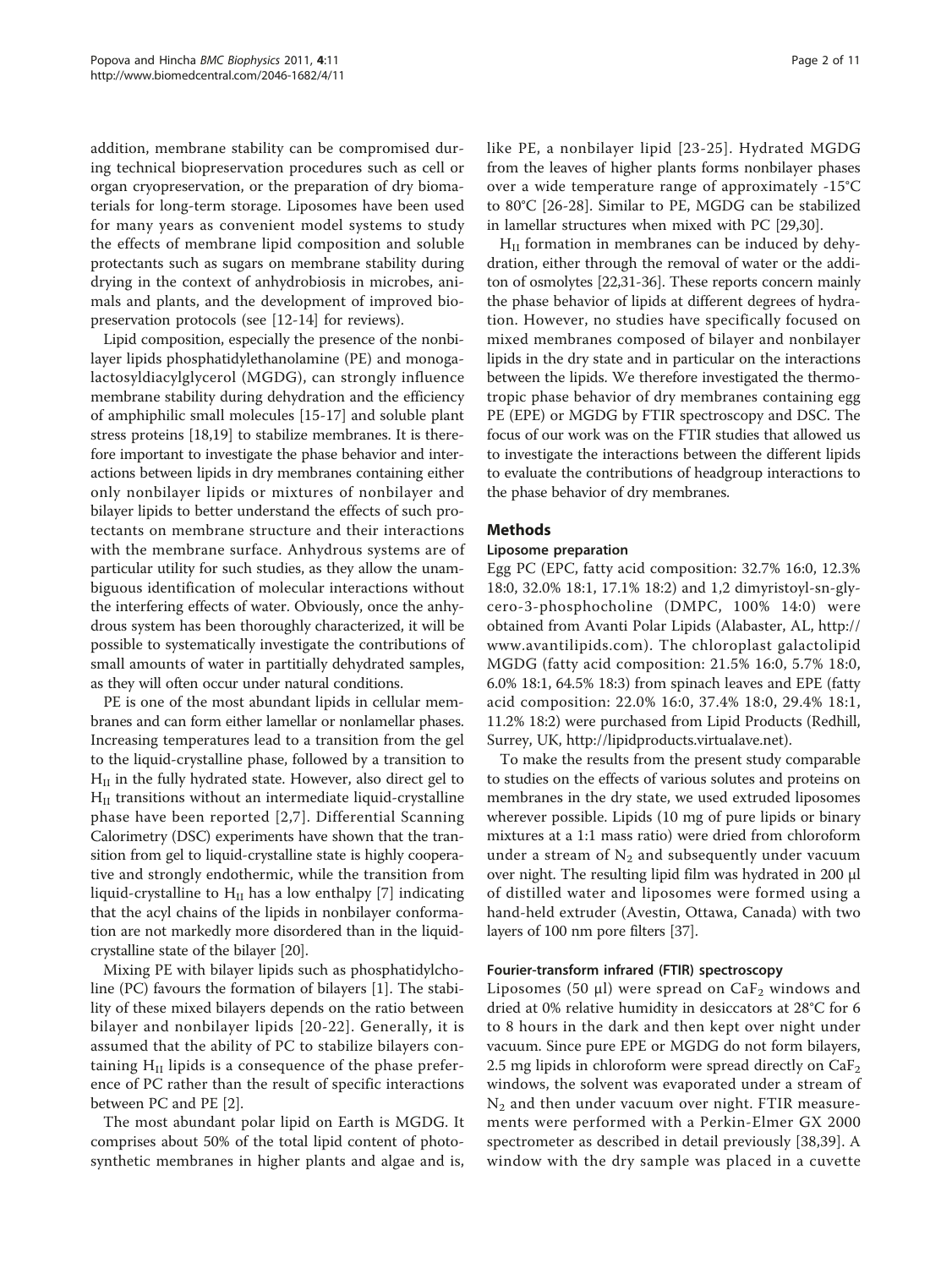addition, membrane stability can be compromised during technical biopreservation procedures such as cell or organ cryopreservation, or the preparation of dry biomaterials for long-term storage. Liposomes have been used for many years as convenient model systems to study the effects of membrane lipid composition and soluble protectants such as sugars on membrane stability during drying in the context of anhydrobiosis in microbes, animals and plants, and the development of improved biopreservation protocols (see [12-14] for reviews).

Lipid composition, especially the presence of the nonbilayer lipids phosphatidylethanolamine (PE) and monogalactosyldiacylglycerol (MGDG), can strongly influence membrane stability during dehydration and the efficiency of amphiphilic small molecules [15-17] and soluble plant stress proteins [18,19] to stabilize membranes. It is therefore important to investigate the phase behavior and interactions between lipids in dry membranes containing either only nonbilayer lipids or mixtures of nonbilayer and bilayer lipids to better understand the effects of such protectants on membrane structure and their interactions with the membrane surface. Anhydrous systems are of particular utility for such studies, as they allow the unambiguous identification of molecular interactions without the interfering effects of water. Obviously, once the anhydrous system has been thoroughly characterized, it will be possible to systematically investigate the contributions of small amounts of water in partitially dehydrated samples, as they will often occur under natural conditions.

PE is one of the most abundant lipids in cellular membranes and can form either lamellar or nonlamellar phases. Increasing temperatures lead to a transition from the gel to the liquid-crystalline phase, followed by a transition to $H_{II}$ in the fully hydrated state. However, also direct gel to $H_{II}$ transitions without an intermediate liquid-crystalline phase have been reported [2,7]. Differential Scanning Calorimetry (DSC) experiments have shown that the transition from gel to liquid-crystalline state is highly cooperative and strongly endothermic, while the transition from liquid-crystalline to $H_{II}$ has a low enthalpy [7] indicating that the acyl chains of the lipids in nonbilayer conformation are not markedly more disordered than in the liquid-crystalline state of the bilayer [20].

Mixing PE with bilayer lipids such as phosphatidylcholine (PC) favours the formation of bilayers [1]. The stability of these mixed bilayers depends on the ratio between bilayer and nonbilayer lipids [20-22]. Generally, it is assumed that the ability of PC to stabilize bilayers containing $H_{II}$ lipids is a consequence of the phase preference of PC rather than the result of specific interactions between PC and PE [2].

The most abundant polar lipid on Earth is MGDG. It comprises about 50% of the total lipid content of photosynthetic membranes in higher plants and algae and is, like PE, a nonbilayer lipid [23-25]. Hydrated MGDG from the leaves of higher plants forms nonbilayer phases over a wide temperature range of approximately -15°C to 80°C [26-28]. Similar to PE, MGDG can be stabilized in lamellar structures when mixed with PC [29,30].

$H_{II}$ formation in membranes can be induced by dehydration, either through the removal of water or the additon of osmolytes [22,31-36]. These reports concern mainly the phase behavior of lipids at different degrees of hydration. However, no studies have specifically focused on mixed membranes composed of bilayer and nonbilayer lipids in the dry state and in particular on the interactions between the lipids. We therefore investigated the thermotropic phase behavior of dry membranes containing egg PE (EPE) or MGDG by FTIR spectroscopy and DSC. The focus of our work was on the FTIR studies that allowed us to investigate the interactions between the different lipids to evaluate the contributions of headgroup interactions to the phase behavior of dry membranes.

## Methods

### Liposome preparation

Egg PC (EPC, fatty acid composition: 32.7% 16:0, 12.3% 18:0, 32.0% 18:1, 17.1% 18:2) and 1,2 dimyristoyl-sn-glycero-3-phosphocholine (DMPC, 100% 14:0) were obtained from Avanti Polar Lipids (Alabaster, AL, http://www.avantilipids.com). The chloroplast galactolipid MGDG (fatty acid composition: 21.5% 16:0, 5.7% 18:0, 6.0% 18:1, 64.5% 18:3) from spinach leaves and EPE (fatty acid composition: 22.0% 16:0, 37.4% 18:0, 29.4% 18:1, 11.2% 18:2) were purchased from Lipid Products (Redhill, Surrey, UK, http://lipidproducts.virtualave.net).

To make the results from the present study comparable to studies on the effects of various solutes and proteins on membranes in the dry state, we used extruded liposomes wherever possible. Lipids (10 mg of pure lipids or binary mixtures at a 1:1 mass ratio) were dried from chloroform under a stream of $N_2$ and subsequently under vacuum over night. The resulting lipid film was hydrated in 200 µl of distilled water and liposomes were formed using a hand-held extruder (Avestin, Ottawa, Canada) with two layers of 100 nm pore filters [37].

### Fourier-transform infrared (FTIR) spectroscopy

Liposomes (50 µl) were spread on $CaF_2$ windows and dried at 0% relative humidity in desiccators at 28°C for 6 to 8 hours in the dark and then kept over night under vacuum. Since pure EPE or MGDG do not form bilayers, 2.5 mg lipids in chloroform were spread directly on $CaF_2$ windows, the solvent was evaporated under a stream of $N_2$ and then under vacuum over night. FTIR measurements were performed with a Perkin-Elmer GX 2000 spectrometer as described in detail previously [38,39]. A window with the dry sample was placed in a cuvette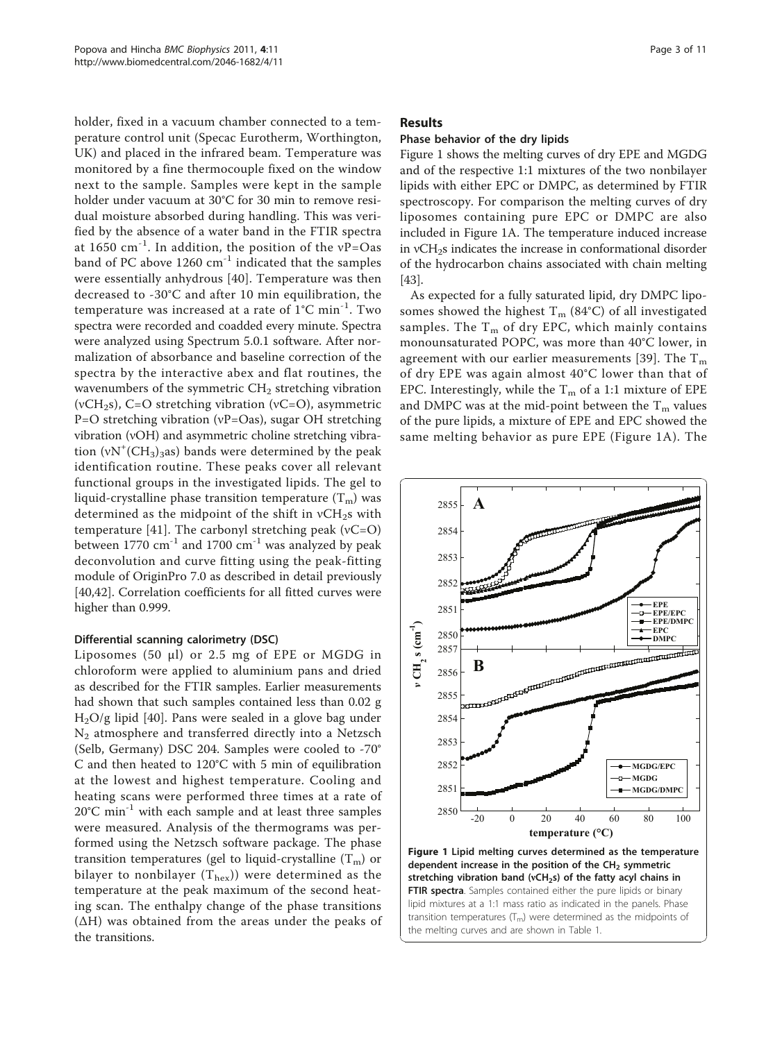holder, fixed in a vacuum chamber connected to a temperature control unit (Specac Eurotherm, Worthington, UK) and placed in the infrared beam. Temperature was monitored by a fine thermocouple fixed on the window next to the sample. Samples were kept in the sample holder under vacuum at 30°C for 30 min to remove residual moisture absorbed during handling. This was verified by the absence of a water band in the FTIR spectra at 1650 $cm^{-1}$. In addition, the position of the νP=Oas band of PC above 1260 $cm^{-1}$ indicated that the samples were essentially anhydrous [40]. Temperature was then decreased to -30°C and after 10 min equilibration, the temperature was increased at a rate of 1°C $min^{-1}$. Two spectra were recorded and coadded every minute. Spectra were analyzed using Spectrum 5.0.1 software. After normalization of absorbance and baseline correction of the spectra by the interactive abex and flat routines, the wavenumbers of the symmetric $CH_2$ stretching vibration ($\nu CH_2s$), C=O stretching vibration (νC=O), asymmetric P=O stretching vibration (νP=Oas), sugar OH stretching vibration (νOH) and asymmetric choline stretching vibration ($\nu N^+(CH_3)_3as$) bands were determined by the peak identification routine. These peaks cover all relevant functional groups in the investigated lipids. The gel to liquid-crystalline phase transition temperature ($T_m$) was determined as the midpoint of the shift in $\nu CH_2s$ with temperature [41]. The carbonyl stretching peak (νC=O) between 1770 $cm^{-1}$ and 1700 $cm^{-1}$ was analyzed by peak deconvolution and curve fitting using the peak-fitting module of OriginPro 7.0 as described in detail previously [40,42]. Correlation coefficients for all fitted curves were higher than 0.999.

### Differential scanning calorimetry (DSC)

Liposomes (50 μl) or 2.5 mg of EPE or MGDG in chloroform were applied to aluminium pans and dried as described for the FTIR samples. Earlier measurements had shown that such samples contained less than 0.02 g $H_2O$/g lipid [40]. Pans were sealed in a glove bag under $N_2$ atmosphere and transferred directly into a Netzsch (Selb, Germany) DSC 204. Samples were cooled to -70°C and then heated to 120°C with 5 min of equilibration at the lowest and highest temperature. Cooling and heating scans were performed three times at a rate of 20°C $min^{-1}$ with each sample and at least three samples were measured. Analysis of the thermograms was performed using the Netzsch software package. The phase transition temperatures (gel to liquid-crystalline ($T_m$) or bilayer to nonbilayer ($T_{hex}$)) were determined as the temperature at the peak maximum of the second heating scan. The enthalpy change of the phase transitions (ΔH) was obtained from the areas under the peaks of the transitions.

## Results

### Phase behavior of the dry lipids

Figure 1 shows the melting curves of dry EPE and MGDG and of the respective 1:1 mixtures of the two nonbilayer lipids with either EPC or DMPC, as determined by FTIR spectroscopy. For comparison the melting curves of dry liposomes containing pure EPC or DMPC are also included in Figure 1A. The temperature induced increase in $\nu CH_2s$ indicates the increase in conformational disorder of the hydrocarbon chains associated with chain melting [43].

As expected for a fully saturated lipid, dry DMPC liposomes showed the highest $T_m$ (84°C) of all investigated samples. The $T_m$ of dry EPC, which mainly contains monounsaturated POPC, was more than 40°C lower, in agreement with our earlier measurements [39]. The $T_m$ of dry EPE was again almost 40°C lower than that of EPC. Interestingly, while the $T_m$ of a 1:1 mixture of EPE and DMPC was at the mid-point between the $T_m$ values of the pure lipids, a mixture of EPE and EPC showed the same melting behavior as pure EPE (Figure 1A). The

**Figure 1 Lipid melting curves determined as the temperature dependent increase in the position of the $CH_2$ symmetric stretching vibration band ($\nu CH_2s$) of the fatty acyl chains in FTIR spectra**. Samples contained either the pure lipids or binary lipid mixtures at a 1:1 mass ratio as indicated in the panels. Phase transition temperatures ($T_m$) were determined as the midpoints of the melting curves and are shown in Table 1.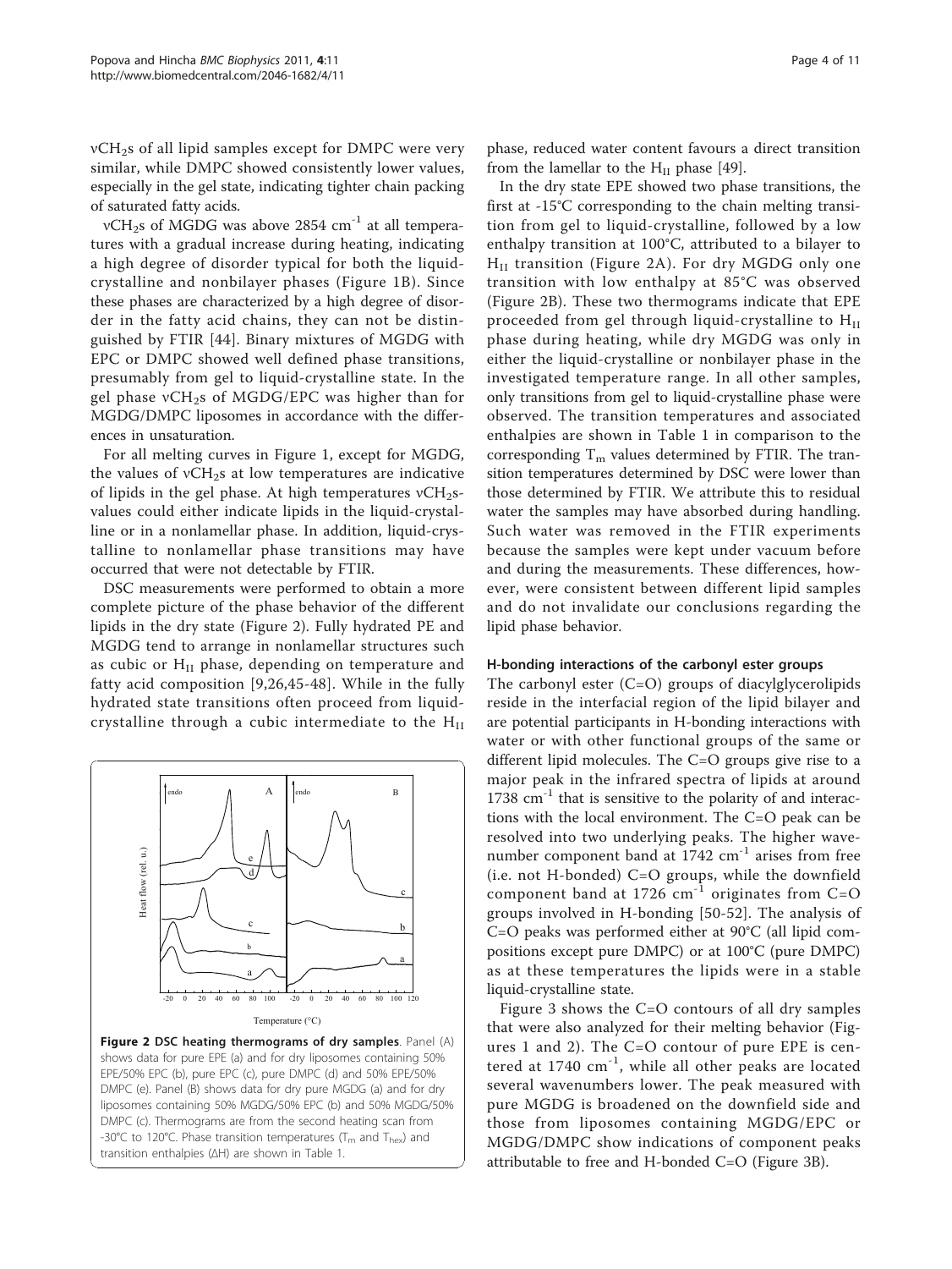$\nu CH_2s$ of all lipid samples except for DMPC were very similar, while DMPC showed consistently lower values, especially in the gel state, indicating tighter chain packing of saturated fatty acids.

$\nu CH_2s$ of MGDG was above 2854 $cm^{-1}$ at all temperatures with a gradual increase during heating, indicating a high degree of disorder typical for both the liquid-crystalline and nonbilayer phases (Figure 1B). Since these phases are characterized by a high degree of disorder in the fatty acid chains, they can not be distinguished by FTIR [44]. Binary mixtures of MGDG with EPC or DMPC showed well defined phase transitions, presumably from gel to liquid-crystalline state. In the gel phase $\nu CH_2s$ of MGDG/EPC was higher than for MGDG/DMPC liposomes in accordance with the differences in unsaturation.

For all melting curves in Figure 1, except for MGDG, the values of $\nu CH_2s$ at low temperatures are indicative of lipids in the gel phase. At high temperatures $\nu CH_2s$-values could either indicate lipids in the liquid-crystalline or in a nonlamellar phase. In addition, liquid-crystalline to nonlamellar phase transitions may have occurred that were not detectable by FTIR.

DSC measurements were performed to obtain a more complete picture of the phase behavior of the different lipids in the dry state (Figure 2). Fully hydrated PE and MGDG tend to arrange in nonlamellar structures such as cubic or $H_{II}$ phase, depending on temperature and fatty acid composition [9,26,45-48]. While in the fully hydrated state transitions often proceed from liquid-crystalline through a cubic intermediate to the $H_{II}$ phase, reduced water content favours a direct transition from the lamellar to the $H_{II}$ phase [49].

**Figure 2 DSC heating thermograms of dry samples**. Panel (A) shows data for pure EPE (a) and for dry liposomes containing 50% EPE/50% EPC (b), pure EPC (c), pure DMPC (d) and 50% EPE/50% DMPC (e). Panel (B) shows data for dry pure MGDG (a) and for dry liposomes containing 50% MGDG/50% EPC (b) and 50% MGDG/50% DMPC (c). Thermograms are from the second heating scan from -30°C to 120°C. Phase transition temperatures ($T_m$ and $T_{hex}$) and transition enthalpies ($\Delta H$) are shown in Table 1.

In the dry state EPE showed two phase transitions, the first at -15°C corresponding to the chain melting transition from gel to liquid-crystalline, followed by a low enthalpy transition at 100°C, attributed to a bilayer to $H_{II}$ transition (Figure 2A). For dry MGDG only one transition with low enthalpy at 85°C was observed (Figure 2B). These two thermograms indicate that EPE proceeded from gel through liquid-crystalline to $H_{II}$ phase during heating, while dry MGDG was only in either the liquid-crystalline or nonbilayer phase in the investigated temperature range. In all other samples, only transitions from gel to liquid-crystalline phase were observed. The transition temperatures and associated enthalpies are shown in Table 1 in comparison to the corresponding $T_m$ values determined by FTIR. The transition temperatures determined by DSC were lower than those determined by FTIR. We attribute this to residual water the samples may have absorbed during handling. Such water was removed in the FTIR experiments because the samples were kept under vacuum before and during the measurements. These differences, however, were consistent between different lipid samples and do not invalidate our conclusions regarding the lipid phase behavior.

### H-bonding interactions of the carbonyl ester groups

The carbonyl ester (C=O) groups of diacylglycerolipids reside in the interfacial region of the lipid bilayer and are potential participants in H-bonding interactions with water or with other functional groups of the same or different lipid molecules. The C=O groups give rise to a major peak in the infrared spectra of lipids at around 1738 $cm^{-1}$ that is sensitive to the polarity of and interactions with the local environment. The C=O peak can be resolved into two underlying peaks. The higher wavenumber component band at 1742 $cm^{-1}$ arises from free (i.e. not H-bonded) C=O groups, while the downfield component band at 1726 $cm^{-1}$ originates from C=O groups involved in H-bonding [50-52]. The analysis of C=O peaks was performed either at 90°C (all lipid compositions except pure DMPC) or at 100°C (pure DMPC) as at these temperatures the lipids were in a stable liquid-crystalline state.

Figure 3 shows the C=O contours of all dry samples that were also analyzed for their melting behavior (Figures 1 and 2). The C=O contour of pure EPE is centered at 1740 $cm^{-1}$, while all other peaks are located several wavenumbers lower. The peak measured with pure MGDG is broadened on the downfield side and those from liposomes containing MGDG/EPC or MGDG/DMPC show indications of component peaks attributable to free and H-bonded C=O (Figure 3B).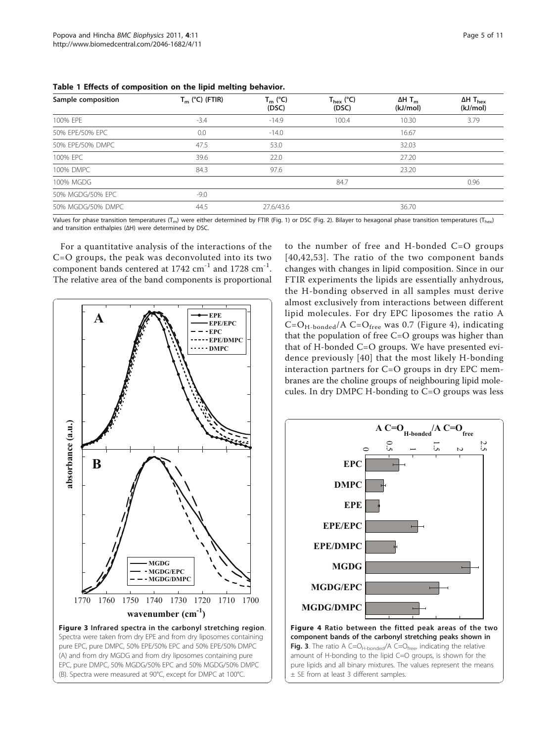**Table 1 Effects of composition on the lipid melting behavior.**

| Sample composition | $T_m$ (°C) (FTIR) | $T_m$ (°C) (DSC) | $T_{hex}$ (°C) (DSC) | ΔH $T_m$ (kJ/mol) | ΔH $T_{hex}$ (kJ/mol) |
|---|---|---|---|---|---|
| 100% EPE | -3.4 | -14.9 | 100.4 | 10.30 | 3.79 |
| 50% EPE/50% EPC | 0.0 | -14.0 | | 16.67 | |
| 50% EPE/50% DMPC | 47.5 | 53.0 | | 32.03 | |
| 100% EPC | 39.6 | 22.0 | | 27.20 | |
| 100% DMPC | 84.3 | 97.6 | | 23.20 | |
| 100% MGDG | | | 84.7 | | 0.96 |
| 50% MGDG/50% EPC | -9.0 | | | | |
| 50% MGDG/50% DMPC | 44.5 | 27.6/43.6 | | 36.70 | |

Values for phase transition temperatures ($T_m$) were either determined by FTIR (Fig. 1) or DSC (Fig. 2). Bilayer to hexagonal phase transition temperatures ($T_{hex}$) and transition enthalpies (ΔH) were determined by DSC.

For a quantitative analysis of the interactions of the C=O groups, the peak was deconvoluted into its two component bands centered at 1742 $cm^{-1}$ and 1728 $cm^{-1}$. The relative area of the band components is proportional to the number of free and H-bonded C=O groups [40,42,53]. The ratio of the two component bands changes with changes in lipid composition. Since in our FTIR experiments the lipids are essentially anhydrous, the H-bonding observed in all samples must derive almost exclusively from interactions between different lipid molecules. For dry EPC liposomes the ratio A $C{=}O_{H\text{-bonded}}$/A $C{=}O_{free}$ was 0.7 (Figure 4), indicating that the population of free C=O groups was higher than that of H-bonded C=O groups. We have presented evidence previously [40] that the most likely H-bonding interaction partners for C=O groups in dry EPC membranes are the choline groups of neighbouring lipid molecules. In dry DMPC H-bonding to C=O groups was less

**Figure 3 Infrared spectra in the carbonyl stretching region**. Spectra were taken from dry EPE and from dry liposomes containing pure EPC, pure DMPC, 50% EPE/50% EPC and 50% EPE/50% DMPC (A) and from dry MGDG and from dry liposomes containing pure EPC, pure DMPC, 50% MGDG/50% EPC and 50% MGDG/50% DMPC (B). Spectra were measured at 90°C, except for DMPC at 100°C.

**Figure 4 Ratio between the fitted peak areas of the two component bands of the carbonyl stretching peaks shown in Fig. 3**. The ratio A $C{=}O_{H\text{-bonded}}$/A $C{=}O_{free}$, indicating the relative amount of H-bonding to the lipid C=O groups, is shown for the pure lipids and all binary mixtures. The values represent the means ± SE from at least 3 different samples.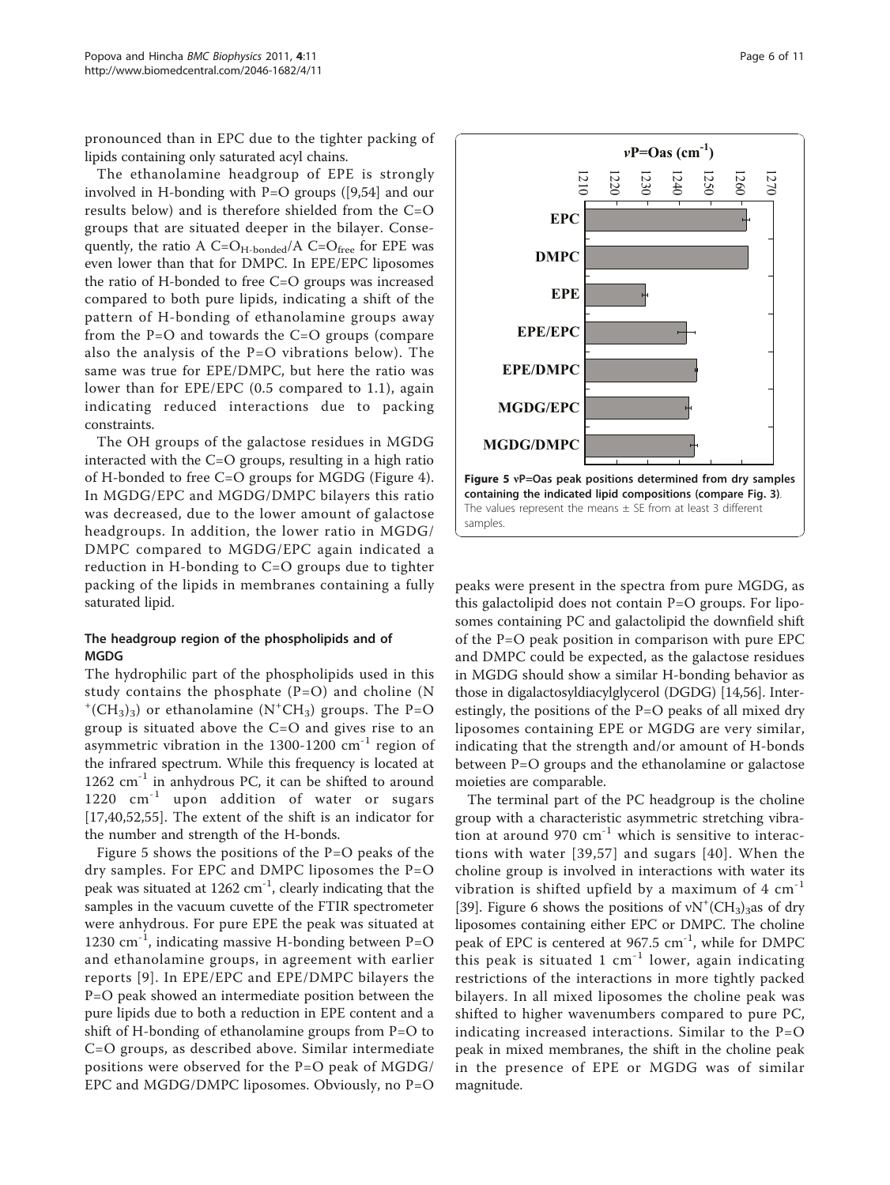pronounced than in EPC due to the tighter packing of lipids containing only saturated acyl chains.

The ethanolamine headgroup of EPE is strongly involved in H-bonding with P=O groups ([9,54] and our results below) and is therefore shielded from the C=O groups that are situated deeper in the bilayer. Consequently, the ratio A $C{=}O_{H\text{-bonded}}$/A $C{=}O_{free}$ for EPE was even lower than that for DMPC. In EPE/EPC liposomes the ratio of H-bonded to free C=O groups was increased compared to both pure lipids, indicating a shift of the pattern of H-bonding of ethanolamine groups away from the P=O and towards the C=O groups (compare also the analysis of the P=O vibrations below). The same was true for EPE/DMPC, but here the ratio was lower than for EPE/EPC (0.5 compared to 1.1), again indicating reduced interactions due to packing constraints.

The OH groups of the galactose residues in MGDG interacted with the C=O groups, resulting in a high ratio of H-bonded to free C=O groups for MGDG (Figure 4). In MGDG/EPC and MGDG/DMPC bilayers this ratio was decreased, due to the lower amount of galactose headgroups. In addition, the lower ratio in MGDG/DMPC compared to MGDG/EPC again indicated a reduction in H-bonding to C=O groups due to tighter packing of the lipids in membranes containing a fully saturated lipid.

### The headgroup region of the phospholipids and of MGDG

The hydrophilic part of the phospholipids used in this study contains the phosphate (P=O) and choline ($N^+(CH_3)_3$) or ethanolamine ($N^+CH_3$) groups. The P=O group is situated above the C=O and gives rise to an asymmetric vibration in the 1300-1200 $cm^{-1}$ region of the infrared spectrum. While this frequency is located at 1262 $cm^{-1}$ in anhydrous PC, it can be shifted to around 1220 $cm^{-1}$ upon addition of water or sugars [17,40,52,55]. The extent of the shift is an indicator for the number and strength of the H-bonds.

Figure 5 shows the positions of the P=O peaks of the dry samples. For EPC and DMPC liposomes the P=O peak was situated at 1262 $cm^{-1}$, clearly indicating that the samples in the vacuum cuvette of the FTIR spectrometer were anhydrous. For pure EPE the peak was situated at 1230 $cm^{-1}$, indicating massive H-bonding between P=O and ethanolamine groups, in agreement with earlier reports [9]. In EPE/EPC and EPE/DMPC bilayers the P=O peak showed an intermediate position between the pure lipids due to both a reduction in EPE content and a shift of H-bonding of ethanolamine groups from P=O to C=O groups, as described above. Similar intermediate positions were observed for the P=O peak of MGDG/EPC and MGDG/DMPC liposomes. Obviously, no P=O peaks were present in the spectra from pure MGDG, as this galactolipid does not contain P=O groups. For liposomes containing PC and galactolipid the downfield shift of the P=O peak position in comparison with pure EPC and DMPC could be expected, as the galactose residues in MGDG should show a similar H-bonding behavior as those in digalactosyldiacylglycerol (DGDG) [14,56]. Interestingly, the positions of the P=O peaks of all mixed dry liposomes containing EPE or MGDG are very similar, indicating that the strength and/or amount of H-bonds between P=O groups and the ethanolamine or galactose moieties are comparable.

**Figure 5 νP=Oas peak positions determined from dry samples containing the indicated lipid compositions (compare Fig. 3).** The values represent the means ± SE from at least 3 different samples.

The terminal part of the PC headgroup is the choline group with a characteristic asymmetric stretching vibration at around 970 $cm^{-1}$ which is sensitive to interactions with water [39,57] and sugars [40]. When the choline group is involved in interactions with water its vibration is shifted upfield by a maximum of 4 $cm^{-1}$ [39]. Figure 6 shows the positions of $\nu N^+(CH_3)_3$as of dry liposomes containing either EPC or DMPC. The choline peak of EPC is centered at 967.5 $cm^{-1}$, while for DMPC this peak is situated 1 $cm^{-1}$ lower, again indicating restrictions of the interactions in more tightly packed bilayers. In all mixed liposomes the choline peak was shifted to higher wavenumbers compared to pure PC, indicating increased interactions. Similar to the P=O peak in mixed membranes, the shift in the choline peak in the presence of EPE or MGDG was of similar magnitude.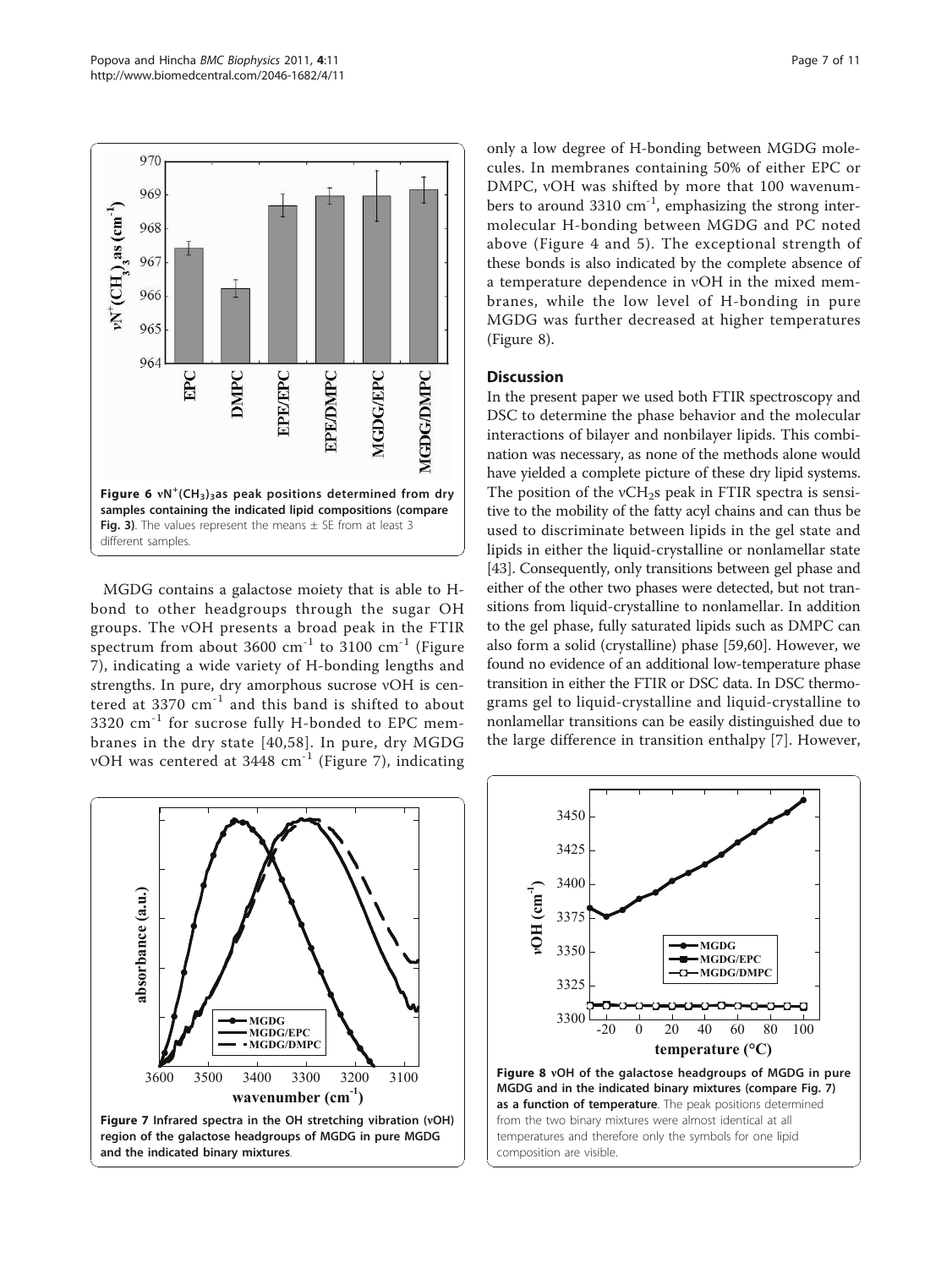Figure 6 $\nu N^+(CH_3)_3$as peak positions determined from dry samples containing the indicated lipid compositions (compare Fig. 3). The values represent the means ± SE from at least 3 different samples.

MGDG contains a galactose moiety that is able to H-bond to other headgroups through the sugar OH groups. The νOH presents a broad peak in the FTIR spectrum from about 3600 $cm^{-1}$ to 3100 $cm^{-1}$ (Figure 7), indicating a wide variety of H-bonding lengths and strengths. In pure, dry amorphous sucrose νOH is centered at 3370 $cm^{-1}$ and this band is shifted to about 3320 $cm^{-1}$ for sucrose fully H-bonded to EPC membranes in the dry state [40,58]. In pure, dry MGDG νOH was centered at 3448 $cm^{-1}$ (Figure 7), indicating only a low degree of H-bonding between MGDG molecules. In membranes containing 50% of either EPC or DMPC, νOH was shifted by more that 100 wavenumbers to around 3310 $cm^{-1}$, emphasizing the strong intermolecular H-bonding between MGDG and PC noted above (Figure 4 and 5). The exceptional strength of these bonds is also indicated by the complete absence of a temperature dependence in νOH in the mixed membranes, while the low level of H-bonding in pure MGDG was further decreased at higher temperatures (Figure 8).

## Discussion

In the present paper we used both FTIR spectroscopy and DSC to determine the phase behavior and the molecular interactions of bilayer and nonbilayer lipids. This combination was necessary, as none of the methods alone would have yielded a complete picture of these dry lipid systems. The position of the $\nu CH_2s$ peak in FTIR spectra is sensitive to the mobility of the fatty acyl chains and can thus be used to discriminate between lipids in the gel state and lipids in either the liquid-crystalline or nonlamellar state [43]. Consequently, only transitions between gel phase and either of the other two phases were detected, but not transitions from liquid-crystalline to nonlamellar. In addition to the gel phase, fully saturated lipids such as DMPC can also form a solid (crystalline) phase [59,60]. However, we found no evidence of an additional low-temperature phase transition in either the FTIR or DSC data. In DSC thermograms gel to liquid-crystalline and liquid-crystalline to nonlamellar transitions can be easily distinguished due to the large difference in transition enthalpy [7]. However,

Figure 7 Infrared spectra in the OH stretching vibration (νOH) region of the galactose headgroups of MGDG in pure MGDG and the indicated binary mixtures.

Figure 8 νOH of the galactose headgroups of MGDG in pure MGDG and in the indicated binary mixtures (compare Fig. 7) as a function of temperature. The peak positions determined from the two binary mixtures were almost identical at all temperatures and therefore only the symbols for one lipid composition are visible.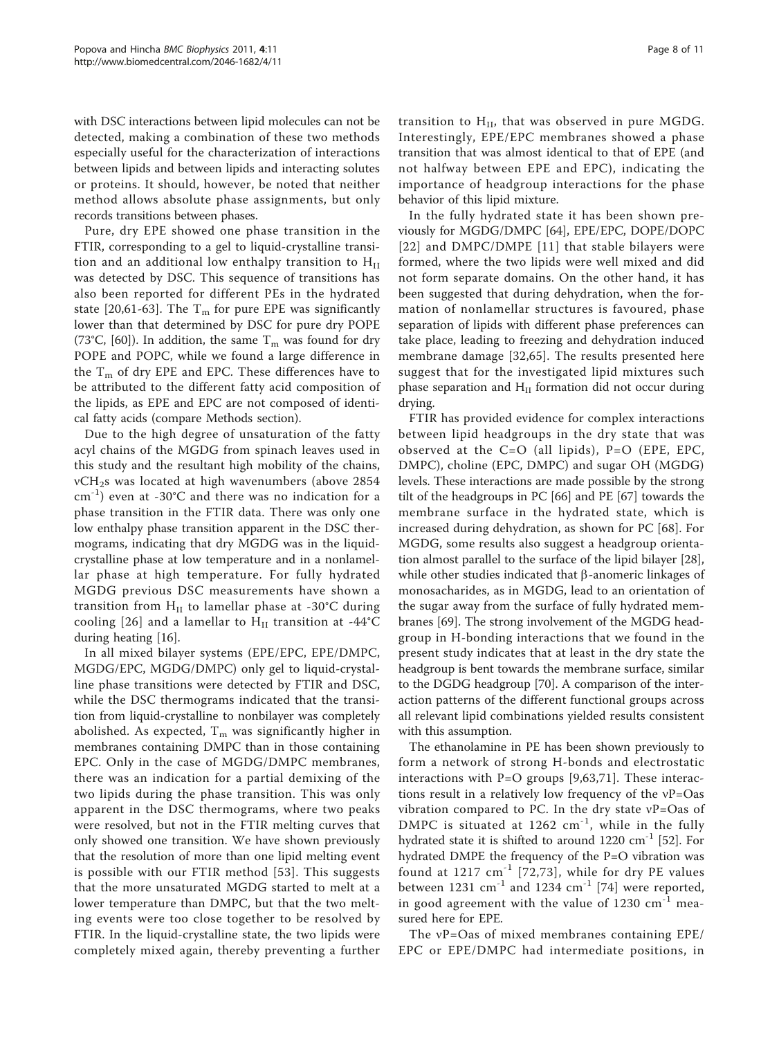with DSC interactions between lipid molecules can not be detected, making a combination of these two methods especially useful for the characterization of interactions between lipids and between lipids and interacting solutes or proteins. It should, however, be noted that neither method allows absolute phase assignments, but only records transitions between phases.

Pure, dry EPE showed one phase transition in the FTIR, corresponding to a gel to liquid-crystalline transition and an additional low enthalpy transition to $H_{II}$ was detected by DSC. This sequence of transitions has also been reported for different PEs in the hydrated state [20,61-63]. The $T_m$ for pure EPE was significantly lower than that determined by DSC for pure dry POPE (73°C, [60]). In addition, the same $T_m$ was found for dry POPE and POPC, while we found a large difference in the $T_m$ of dry EPE and EPC. These differences have to be attributed to the different fatty acid composition of the lipids, as EPE and EPC are not composed of identical fatty acids (compare Methods section).

Due to the high degree of unsaturation of the fatty acyl chains of the MGDG from spinach leaves used in this study and the resultant high mobility of the chains, $\nu CH_2$s was located at high wavenumbers (above 2854 $cm^{-1}$) even at -30°C and there was no indication for a phase transition in the FTIR data. There was only one low enthalpy phase transition apparent in the DSC thermograms, indicating that dry MGDG was in the liquid-crystalline phase at low temperature and in a nonlamellar phase at high temperature. For fully hydrated MGDG previous DSC measurements have shown a transition from $H_{II}$ to lamellar phase at -30°C during cooling [26] and a lamellar to $H_{II}$ transition at -44°C during heating [16].

In all mixed bilayer systems (EPE/EPC, EPE/DMPC, MGDG/EPC, MGDG/DMPC) only gel to liquid-crystalline phase transitions were detected by FTIR and DSC, while the DSC thermograms indicated that the transition from liquid-crystalline to nonbilayer was completely abolished. As expected, $T_m$ was significantly higher in membranes containing DMPC than in those containing EPC. Only in the case of MGDG/DMPC membranes, there was an indication for a partial demixing of the two lipids during the phase transition. This was only apparent in the DSC thermograms, where two peaks were resolved, but not in the FTIR melting curves that only showed one transition. We have shown previously that the resolution of more than one lipid melting event is possible with our FTIR method [53]. This suggests that the more unsaturated MGDG started to melt at a lower temperature than DMPC, but that the two melting events were too close together to be resolved by FTIR. In the liquid-crystalline state, the two lipids were completely mixed again, thereby preventing a further transition to $H_{II}$, that was observed in pure MGDG. Interestingly, EPE/EPC membranes showed a phase transition that was almost identical to that of EPE (and not halfway between EPE and EPC), indicating the importance of headgroup interactions for the phase behavior of this lipid mixture.

In the fully hydrated state it has been shown previously for MGDG/DMPC [64], EPE/EPC, DOPE/DOPC [22] and DMPC/DMPE [11] that stable bilayers were formed, where the two lipids were well mixed and did not form separate domains. On the other hand, it has been suggested that during dehydration, when the formation of nonlamellar structures is favoured, phase separation of lipids with different phase preferences can take place, leading to freezing and dehydration induced membrane damage [32,65]. The results presented here suggest that for the investigated lipid mixtures such phase separation and $H_{II}$ formation did not occur during drying.

FTIR has provided evidence for complex interactions between lipid headgroups in the dry state that was observed at the C=O (all lipids), P=O (EPE, EPC, DMPC), choline (EPC, DMPC) and sugar OH (MGDG) levels. These interactions are made possible by the strong tilt of the headgroups in PC [66] and PE [67] towards the membrane surface in the hydrated state, which is increased during dehydration, as shown for PC [68]. For MGDG, some results also suggest a headgroup orientation almost parallel to the surface of the lipid bilayer [28], while other studies indicated that β-anomeric linkages of monosacharides, as in MGDG, lead to an orientation of the sugar away from the surface of fully hydrated membranes [69]. The strong involvement of the MGDG headgroup in H-bonding interactions that we found in the present study indicates that at least in the dry state the headgroup is bent towards the membrane surface, similar to the DGDG headgroup [70]. A comparison of the interaction patterns of the different functional groups across all relevant lipid combinations yielded results consistent with this assumption.

The ethanolamine in PE has been shown previously to form a network of strong H-bonds and electrostatic interactions with P=O groups [9,63,71]. These interactions result in a relatively low frequency of the νP=Oas vibration compared to PC. In the dry state νP=Oas of DMPC is situated at 1262 $cm^{-1}$, while in the fully hydrated state it is shifted to around 1220 $cm^{-1}$ [52]. For hydrated DMPE the frequency of the P=O vibration was found at 1217 $cm^{-1}$ [72,73], while for dry PE values between 1231 $cm^{-1}$ and 1234 $cm^{-1}$ [74] were reported, in good agreement with the value of 1230 $cm^{-1}$ measured here for EPE.

The νP=Oas of mixed membranes containing EPE/EPC or EPE/DMPC had intermediate positions, in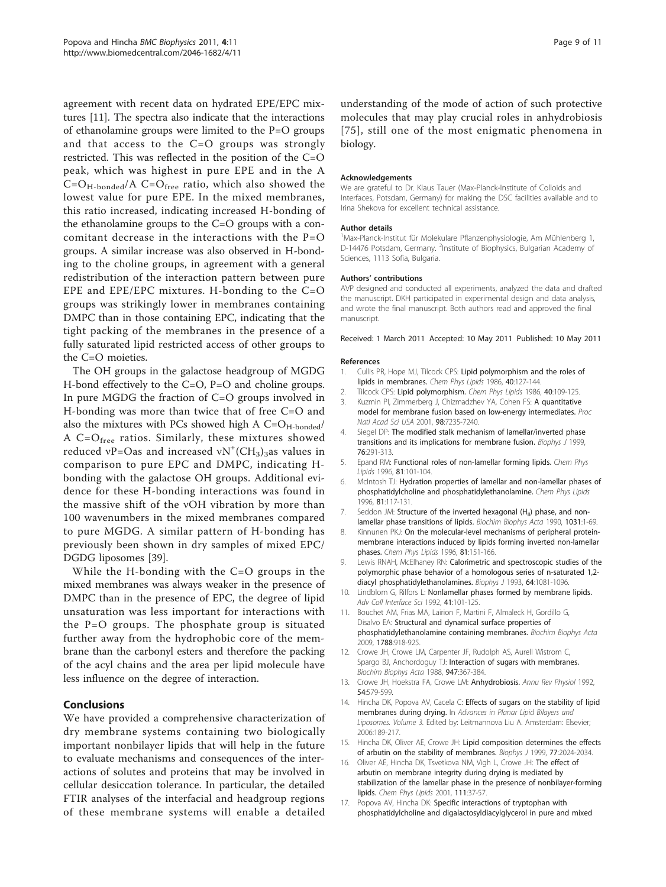agreement with recent data on hydrated EPE/EPC mixtures [11]. The spectra also indicate that the interactions of ethanolamine groups were limited to the P=O groups and that access to the C=O groups was strongly restricted. This was reflected in the position of the C=O peak, which was highest in pure EPE and in the A $C=O_{H\text{-}bonded}$/A $C=O_{free}$ ratio, which also showed the lowest value for pure EPE. In the mixed membranes, this ratio increased, indicating increased H-bonding of the ethanolamine groups to the C=O groups with a concomitant decrease in the interactions with the P=O groups. A similar increase was also observed in H-bonding to the choline groups, in agreement with a general redistribution of the interaction pattern between pure EPE and EPE/EPC mixtures. H-bonding to the C=O groups was strikingly lower in membranes containing DMPC than in those containing EPC, indicating that the tight packing of the membranes in the presence of a fully saturated lipid restricted access of other groups to the C=O moieties.

The OH groups in the galactose headgroup of MGDG H-bond effectively to the C=O, P=O and choline groups. In pure MGDG the fraction of C=O groups involved in H-bonding was more than twice that of free C=O and also the mixtures with PCs showed high A $C=O_{H\text{-}bonded}$/A $C=O_{free}$ ratios. Similarly, these mixtures showed reduced $\nu$P=Oas and increased $\nu N^+(CH_3)_3$as values in comparison to pure EPC and DMPC, indicating H-bonding with the galactose OH groups. Additional evidence for these H-bonding interactions was found in the massive shift of the $\nu$OH vibration by more than 100 wavenumbers in the mixed membranes compared to pure MGDG. A similar pattern of H-bonding has previously been shown in dry samples of mixed EPC/DGDG liposomes [39].

While the H-bonding with the C=O groups in the mixed membranes was always weaker in the presence of DMPC than in the presence of EPC, the degree of lipid unsaturation was less important for interactions with the P=O groups. The phosphate group is situated further away from the hydrophobic core of the membrane than the carbonyl esters and therefore the packing of the acyl chains and the area per lipid molecule have less influence on the degree of interaction.

## Conclusions

We have provided a comprehensive characterization of dry membrane systems containing two biologically important nonbilayer lipids that will help in the future to evaluate mechanisms and consequences of the interactions of solutes and proteins that may be involved in cellular desiccation tolerance. In particular, the detailed FTIR analyses of the interfacial and headgroup regions of these membrane systems will enable a detailed understanding of the mode of action of such protective molecules that may play crucial roles in anhydrobiosis [75], still one of the most enigmatic phenomena in biology.

#### Acknowledgements

We are grateful to Dr. Klaus Tauer (Max-Planck-Institute of Colloids and Interfaces, Potsdam, Germany) for making the DSC facilities available and to Irina Shekova for excellent technical assistance.

#### Author details

[1]Max-Planck-Institut für Molekulare Pflanzenphysiologie, Am Mühlenberg 1, D-14476 Potsdam, Germany. [2]Institute of Biophysics, Bulgarian Academy of Sciences, 1113 Sofia, Bulgaria.

#### Authors' contributions

AVP designed and conducted all experiments, analyzed the data and drafted the manuscript. DKH participated in experimental design and data analysis, and wrote the final manuscript. Both authors read and approved the final manuscript.

Received: 1 March 2011 Accepted: 10 May 2011 Published: 10 May 2011

#### References

1. Cullis PR, Hope MJ, Tilcock CPS: **Lipid polymorphism and the roles of lipids in membranes.** *Chem Phys Lipids* 1986, **40**:127-144.
2. Tilcock CPS: **Lipid polymorphism.** *Chem Phys Lipids* 1986, **40**:109-125.
3. Kuzmin PI, Zimmerberg J, Chizmadzhev YA, Cohen FS: **A quantitative model for membrane fusion based on low-energy intermediates.** *Proc Natl Acad Sci USA* 2001, **98**:7235-7240.
4. Siegel DP: **The modified stalk mechanism of lamellar/inverted phase transitions and its implications for membrane fusion.** *Biophys J* 1999, **76**:291-313.
5. Epand RM: **Functional roles of non-lamellar forming lipids.** *Chem Phys Lipids* 1996, **81**:101-104.
6. McIntosh TJ: **Hydration properties of lamellar and non-lamellar phases of phosphatidylcholine and phosphatidylethanolamine.** *Chem Phys Lipids* 1996, **81**:117-131.
7. Seddon JM: **Structure of the inverted hexagonal ($H_{II}$) phase, and non-lamellar phase transitions of lipids.** *Biochim Biophys Acta* 1990, **1031**:1-69.
8. Kinnunen PKJ: **On the molecular-level mechanisms of peripheral protein-membrane interactions induced by lipids forming inverted non-lamellar phases.** *Chem Phys Lipids* 1996, **81**:151-166.
9. Lewis RNAH, McElhaney RN: **Calorimetric and spectroscopic studies of the polymorphic phase behavior of a homologous series of n-saturated 1,2-diacyl phosphatidylethanolamines.** *Biophys J* 1993, **64**:1081-1096.
10. Lindblom G, Rilfors L: **Nonlamellar phases formed by membrane lipids.** *Adv Coll Interface Sci* 1992, **41**:101-125.
11. Bouchet AM, Frias MA, Lairion F, Martini F, Almaleck H, Gordillo G, Disalvo EA: **Structural and dynamical surface properties of phosphatidylethanolamine containing membranes.** *Biochim Biophys Acta* 2009, **1788**:918-925.
12. Crowe JH, Crowe LM, Carpenter JF, Rudolph AS, Aurell Wistrom C, Spargo BJ, Anchordoguy TJ: **Interaction of sugars with membranes.** *Biochim Biophys Acta* 1988, **947**:367-384.
13. Crowe JH, Hoekstra FA, Crowe LM: **Anhydrobiosis.** *Annu Rev Physiol* 1992, **54**:579-599.
14. Hincha DK, Popova AV, Cacela C: **Effects of sugars on the stability of lipid membranes during drying.** In *Advances in Planar Lipid Bilayers and Liposomes. Volume 3.* Edited by: Leitmannova Liu A. Amsterdam: Elsevier; 2006:189-217.
15. Hincha DK, Oliver AE, Crowe JH: **Lipid composition determines the effects of arbutin on the stability of membranes.** *Biophys J* 1999, **77**:2024-2034.
16. Oliver AE, Hincha DK, Tsvetkova NM, Vigh L, Crowe JH: **The effect of arbutin on membrane integrity during drying is mediated by stabilization of the lamellar phase in the presence of nonbilayer-forming lipids.** *Chem Phys Lipids* 2001, **111**:37-57.
17. Popova AV, Hincha DK: **Specific interactions of tryptophan with phosphatidylcholine and digalactosyldiacylglycerol in pure and mixed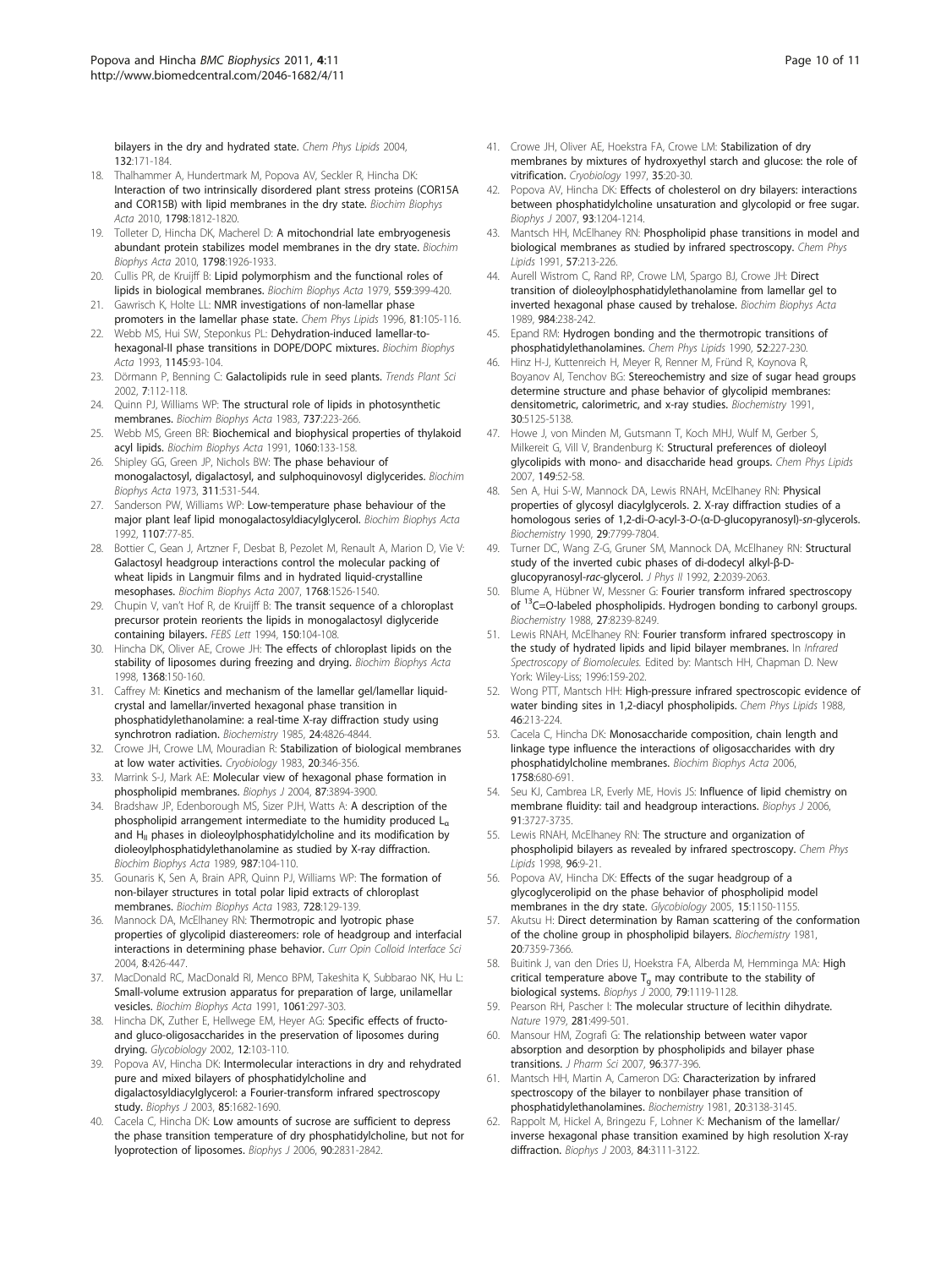bilayers in the dry and hydrated state. *Chem Phys Lipids* 2004, 132:171-184.

18. Thalhammer A, Hundertmark M, Popova AV, Seckler R, Hincha DK: Interaction of two intrinsically disordered plant stress proteins (COR15A and COR15B) with lipid membranes in the dry state. *Biochim Biophys Acta* 2010, 1798:1812-1820.
19. Tolleter D, Hincha DK, Macherel D: A mitochondrial late embryogenesis abundant protein stabilizes model membranes in the dry state. *Biochim Biophys Acta* 2010, 1798:1926-1933.
20. Cullis PR, de Kruijff B: Lipid polymorphism and the functional roles of lipids in biological membranes. *Biochim Biophys Acta* 1979, 559:399-420.
21. Gawrisch K, Holte LL: NMR investigations of non-lamellar phase promoters in the lamellar phase state. *Chem Phys Lipids* 1996, 81:105-116.
22. Webb MS, Hui SW, Steponkus PL: Dehydration-induced lamellar-to-hexagonal-II phase transitions in DOPE/DOPC mixtures. *Biochim Biophys Acta* 1993, 1145:93-104.
23. Dörmann P, Benning C: Galactolipids rule in seed plants. *Trends Plant Sci* 2002, 7:112-118.
24. Quinn PJ, Williams WP: The structural role of lipids in photosynthetic membranes. *Biochim Biophys Acta* 1983, 737:223-266.
25. Webb MS, Green BR: Biochemical and biophysical properties of thylakoid acyl lipids. *Biochim Biophys Acta* 1991, 1060:133-158.
26. Shipley GG, Green JP, Nichols BW: The phase behaviour of monogalactosyl, digalactosyl, and sulphoquinovosyl diglycerides. *Biochim Biophys Acta* 1973, 311:531-544.
27. Sanderson PW, Williams WP: Low-temperature phase behaviour of the major plant leaf lipid monogalactosyldiacylglycerol. *Biochim Biophys Acta* 1992, 1107:77-85.
28. Bottier C, Gean J, Artzner F, Desbat B, Pezolet M, Renault A, Marion D, Vie V: Galactosyl headgroup interactions control the molecular packing of wheat lipids in Langmuir films and in hydrated liquid-crystalline mesophases. *Biochim Biophys Acta* 2007, 1768:1526-1540.
29. Chupin V, van't Hof R, de Kruijff B: The transit sequence of a chloroplast precursor protein reorients the lipids in monogalactosyl diglyceride containing bilayers. *FEBS Lett* 1994, 150:104-108.
30. Hincha DK, Oliver AE, Crowe JH: The effects of chloroplast lipids on the stability of liposomes during freezing and drying. *Biochim Biophys Acta* 1998, 1368:150-160.
31. Caffrey M: Kinetics and mechanism of the lamellar gel/lamellar liquid-crystal and lamellar/inverted hexagonal phase transition in phosphatidylethanolamine: a real-time X-ray diffraction study using synchrotron radiation. *Biochemistry* 1985, 24:4826-4844.
32. Crowe JH, Crowe LM, Mouradian R: Stabilization of biological membranes at low water activities. *Cryobiology* 1983, 20:346-356.
33. Marrink S-J, Mark AE: Molecular view of hexagonal phase formation in phospholipid membranes. *Biophys J* 2004, 87:3894-3900.
34. Bradshaw JP, Edenborough MS, Sizer PJH, Watts A: A description of the phospholipid arrangement intermediate to the humidity produced $L_{\alpha}$ and $H_{II}$ phases in dioleoylphosphatidylcholine and its modification by dioleoylphosphatidylethanolamine as studied by X-ray diffraction. *Biochim Biophys Acta* 1989, 987:104-110.
35. Gounaris K, Sen A, Brain APR, Quinn PJ, Williams WP: The formation of non-bilayer structures in total polar lipid extracts of chloroplast membranes. *Biochim Biophys Acta* 1983, 728:129-139.
36. Mannock DA, McElhaney RN: Thermotropic and lyotropic phase properties of glycolipid diastereomers: role of headgroup and interfacial interactions in determining phase behavior. *Curr Opin Colloid Interface Sci* 2004, 8:426-447.
37. MacDonald RC, MacDonald RI, Menco BPM, Takeshita K, Subbarao NK, Hu L: Small-volume extrusion apparatus for preparation of large, unilamellar vesicles. *Biochim Biophys Acta* 1991, 1061:297-303.
38. Hincha DK, Zuther E, Hellwege EM, Heyer AG: Specific effects of fructo- and gluco-oligosaccharides in the preservation of liposomes during drying. *Glycobiology* 2002, 12:103-110.
39. Popova AV, Hincha DK: Intermolecular interactions in dry and rehydrated pure and mixed bilayers of phosphatidylcholine and digalactosyldiacylglycerol: a Fourier-transform infrared spectroscopy study. *Biophys J* 2003, 85:1682-1690.
40. Cacela C, Hincha DK: Low amounts of sucrose are sufficient to depress the phase transition temperature of dry phosphatidylcholine, but not for lyoprotection of liposomes. *Biophys J* 2006, 90:2831-2842.
41. Crowe JH, Oliver AE, Hoekstra FA, Crowe LM: Stabilization of dry membranes by mixtures of hydroxyethyl starch and glucose: the role of vitrification. *Cryobiology* 1997, 35:20-30.
42. Popova AV, Hincha DK: Effects of cholesterol on dry bilayers: interactions between phosphatidylcholine unsaturation and glycolopid or free sugar. *Biophys J* 2007, 93:1204-1214.
43. Mantsch HH, McElhaney RN: Phospholipid phase transitions in model and biological membranes as studied by infrared spectroscopy. *Chem Phys Lipids* 1991, 57:213-226.
44. Aurell Wistrom C, Rand RP, Crowe LM, Spargo BJ, Crowe JH: Direct transition of dioleoylphosphatidylethanolamine from lamellar gel to inverted hexagonal phase caused by trehalose. *Biochim Biophys Acta* 1989, 984:238-242.
45. Epand RM: Hydrogen bonding and the thermotropic transitions of phosphatidylethanolamines. *Chem Phys Lipids* 1990, 52:227-230.
46. Hinz H-J, Kuttenreich H, Meyer R, Renner M, Fründ R, Koynova R, Boyanov AI, Tenchov BG: Stereochemistry and size of sugar head groups determine structure and phase behavior of glycolipid membranes: densitometric, calorimetric, and x-ray studies. *Biochemistry* 1991, 30:5125-5138.
47. Howe J, von Minden M, Gutsmann T, Koch MHJ, Wulf M, Gerber S, Milkereit G, Vill V, Brandenburg K: Structural preferences of dioleoyl glycolipids with mono- and disaccharide head groups. *Chem Phys Lipids* 2007, 149:52-58.
48. Sen A, Hui S-W, Mannock DA, Lewis RNAH, McElhaney RN: Physical properties of glycosyl diacylglycerols. 2. X-ray diffraction studies of a homologous series of 1,2-di-*O*-acyl-3-*O*-(α-D-glucopyranosyl)-*sn*-glycerols. *Biochemistry* 1990, 29:7799-7804.
49. Turner DC, Wang Z-G, Gruner SM, Mannock DA, McElhaney RN: Structural study of the inverted cubic phases of di-dodecyl alkyl-β-D-glucopyranosyl-*rac*-glycerol. *J Phys II* 1992, 2:2039-2063.
50. Blume A, Hübner W, Messner G: Fourier transform infrared spectroscopy of $^{13}$C=O-labeled phospholipids. Hydrogen bonding to carbonyl groups. *Biochemistry* 1988, 27:8239-8249.
51. Lewis RNAH, McElhaney RN: Fourier transform infrared spectroscopy in the study of hydrated lipids and lipid bilayer membranes. In *Infrared Spectroscopy of Biomolecules.* Edited by: Mantsch HH, Chapman D. New York: Wiley-Liss; 1996:159-202.
52. Wong PTT, Mantsch HH: High-pressure infrared spectroscopic evidence of water binding sites in 1,2-diacyl phospholipids. *Chem Phys Lipids* 1988, 46:213-224.
53. Cacela C, Hincha DK: Monosaccharide composition, chain length and linkage type influence the interactions of oligosaccharides with dry phosphatidylcholine membranes. *Biochim Biophys Acta* 2006, 1758:680-691.
54. Seu KJ, Cambrea LR, Everly ME, Hovis JS: Influence of lipid chemistry on membrane fluidity: tail and headgroup interactions. *Biophys J* 2006, 91:3727-3735.
55. Lewis RNAH, McElhaney RN: The structure and organization of phospholipid bilayers as revealed by infrared spectroscopy. *Chem Phys Lipids* 1998, 96:9-21.
56. Popova AV, Hincha DK: Effects of the sugar headgroup of a glycoglycerolipid on the phase behavior of phospholipid model membranes in the dry state. *Glycobiology* 2005, 15:1150-1155.
57. Akutsu H: Direct determination by Raman scattering of the conformation of the choline group in phospholipid bilayers. *Biochemistry* 1981, 20:7359-7366.
58. Buitink J, van den Dries IJ, Hoekstra FA, Alberda M, Hemminga MA: High critical temperature above $T_g$ may contribute to the stability of biological systems. *Biophys J* 2000, 79:1119-1128.
59. Pearson RH, Pascher I: The molecular structure of lecithin dihydrate. *Nature* 1979, 281:499-501.
60. Mansour HM, Zografi G: The relationship between water vapor absorption and desorption by phospholipids and bilayer phase transitions. *J Pharm Sci* 2007, 96:377-396.
61. Mantsch HH, Martin A, Cameron DG: Characterization by infrared spectroscopy of the bilayer to nonbilayer phase transition of phosphatidylethanolamines. *Biochemistry* 1981, 20:3138-3145.
62. Rappolt M, Hickel A, Bringezu F, Lohner K: Mechanism of the lamellar/inverse hexagonal phase transition examined by high resolution X-ray diffraction. *Biophys J* 2003, 84:3111-3122.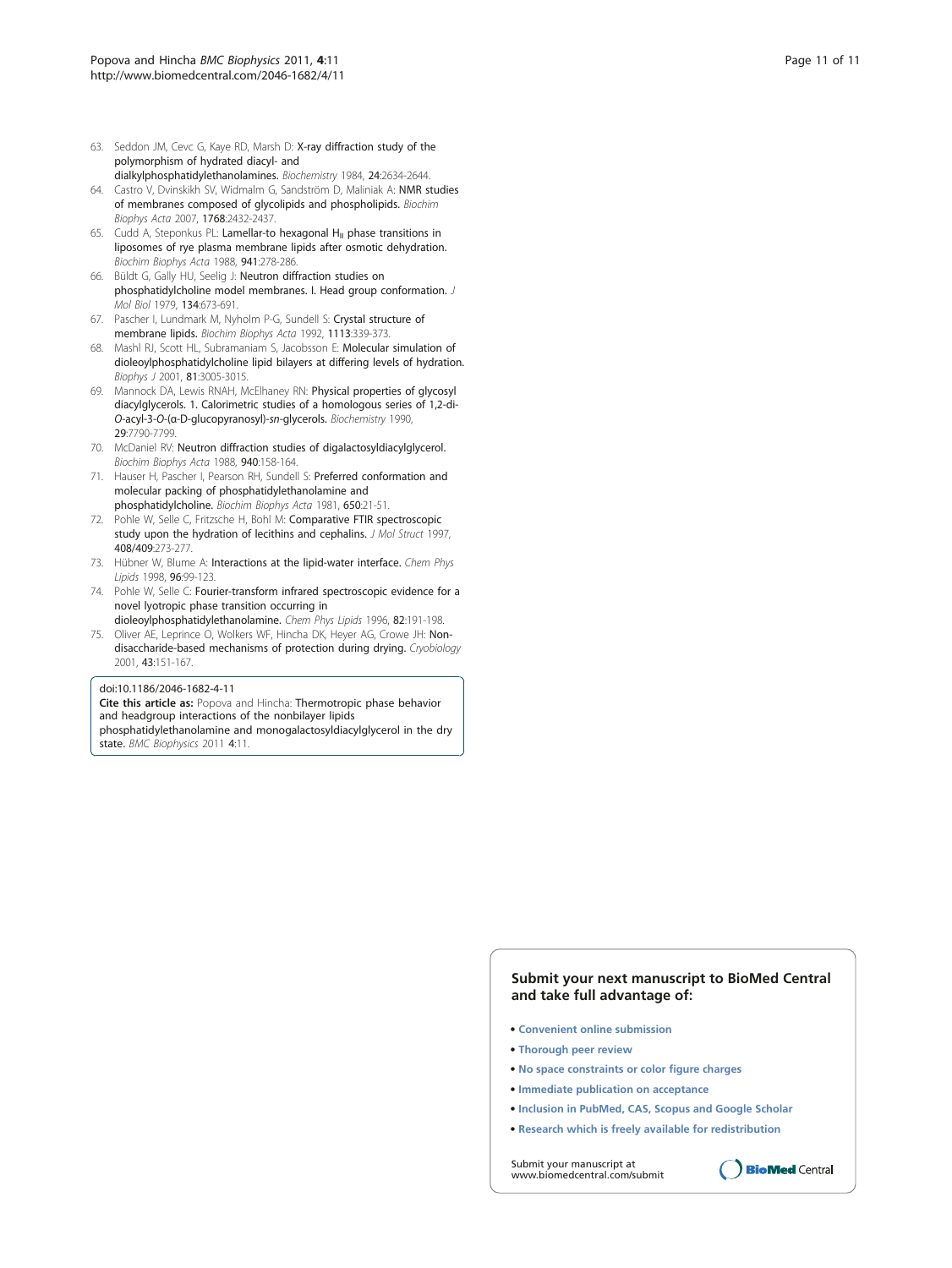63. Seddon JM, Cevc G, Kaye RD, Marsh D: **X-ray diffraction study of the polymorphism of hydrated diacyl- and dialkylphosphatidylethanolamines.** *Biochemistry* 1984, **24**:2634-2644.
64. Castro V, Dvinskikh SV, Widmalm G, Sandström D, Maliniak A: **NMR studies of membranes composed of glycolipids and phospholipids.** *Biochim Biophys Acta* 2007, **1768**:2432-2437.
65. Cudd A, Steponkus PL: **Lamellar-to hexagonal $H_{II}$ phase transitions in liposomes of rye plasma membrane lipids after osmotic dehydration.** *Biochim Biophys Acta* 1988, **941**:278-286.
66. Büldt G, Gally HU, Seelig J: **Neutron diffraction studies on phosphatidylcholine model membranes. I. Head group conformation.** *J Mol Biol* 1979, **134**:673-691.
67. Pascher I, Lundmark M, Nyholm P-G, Sundell S: **Crystal structure of membrane lipids.** *Biochim Biophys Acta* 1992, **1113**:339-373.
68. Mashl RJ, Scott HL, Subramaniam S, Jacobsson E: **Molecular simulation of dioleoylphosphatidylcholine lipid bilayers at differing levels of hydration.** *Biophys J* 2001, **81**:3005-3015.
69. Mannock DA, Lewis RNAH, McElhaney RN: **Physical properties of glycosyl diacylglycerols. 1. Calorimetric studies of a homologous series of 1,2-di-*O*-acyl-3-*O*-(α-D-glucopyranosyl)-*sn*-glycerols.** *Biochemistry* 1990, **29**:7790-7799.
70. McDaniel RV: **Neutron diffraction studies of digalactosyldiacylglycerol.** *Biochim Biophys Acta* 1988, **940**:158-164.
71. Hauser H, Pascher I, Pearson RH, Sundell S: **Preferred conformation and molecular packing of phosphatidylethanolamine and phosphatidylcholine.** *Biochim Biophys Acta* 1981, **650**:21-51.
72. Pohle W, Selle C, Fritzsche H, Bohl M: **Comparative FTIR spectroscopic study upon the hydration of lecithins and cephalins.** *J Mol Struct* 1997, **408/409**:273-277.
73. Hübner W, Blume A: **Interactions at the lipid-water interface.** *Chem Phys Lipids* 1998, **96**:99-123.
74. Pohle W, Selle C: **Fourier-transform infrared spectroscopic evidence for a novel lyotropic phase transition occurring in dioleoylphosphatidylethanolamine.** *Chem Phys Lipids* 1996, **82**:191-198.
75. Oliver AE, Leprince O, Wolkers WF, Hincha DK, Heyer AG, Crowe JH: **Non-disaccharide-based mechanisms of protection during drying.** *Cryobiology* 2001, **43**:151-167.

doi:10.1186/2046-1682-4-11

**Cite this article as:** Popova and Hincha: Thermotropic phase behavior and headgroup interactions of the nonbilayer lipids phosphatidylethanolamine and monogalactosyldiacylglycerol in the dry state. *BMC Biophysics* 2011 **4**:11.

**Submit your next manuscript to BioMed Central and take full advantage of:**

- **Convenient online submission**
- **Thorough peer review**
- **No space constraints or color figure charges**
- **Immediate publication on acceptance**
- **Inclusion in PubMed, CAS, Scopus and Google Scholar**
- **Research which is freely available for redistribution**

Submit your manuscript at www.biomedcentral.com/submit

BioMed Central